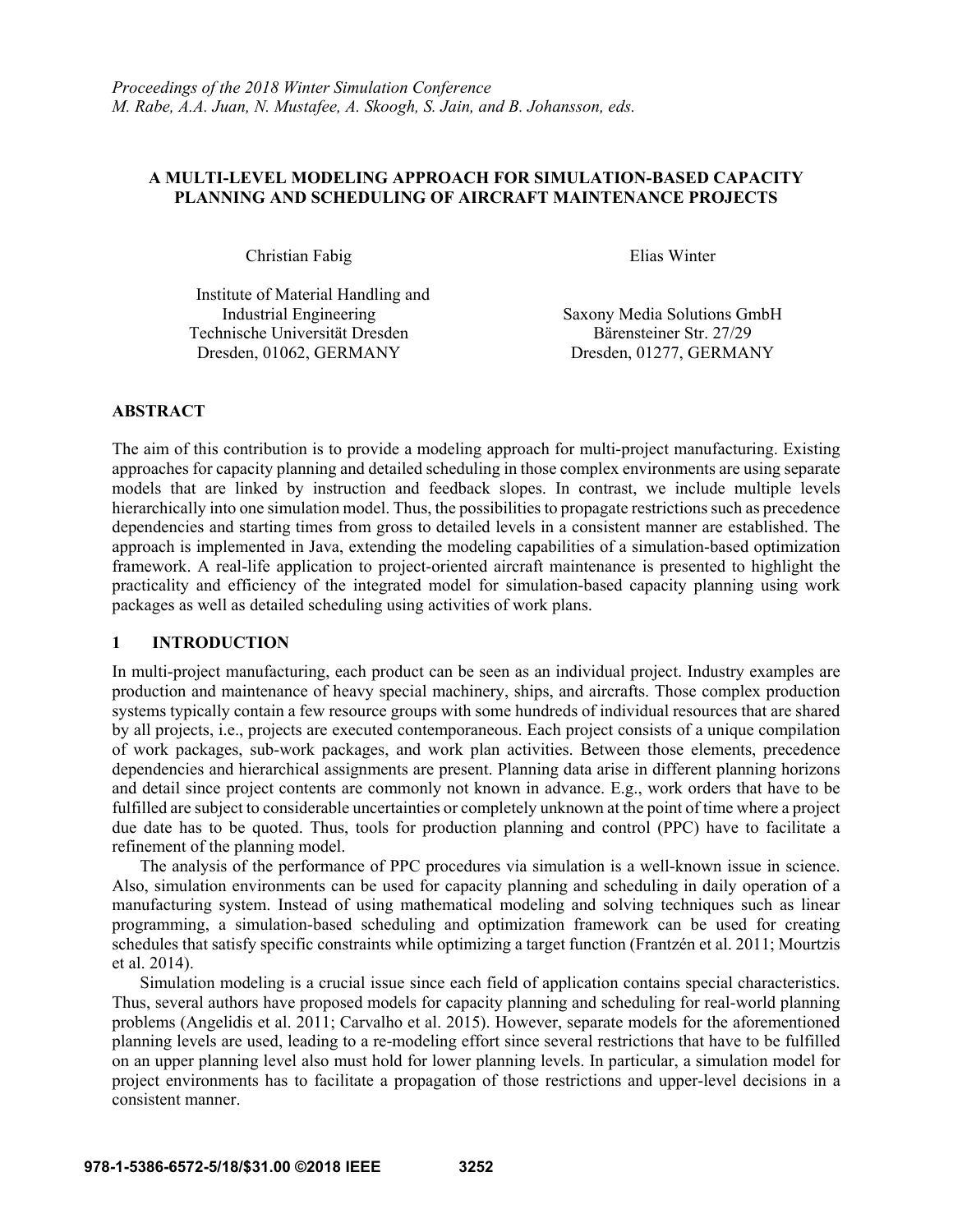*Proceedings of the 2018 Winter Simulation Conference*
*M. Rabe, A.A. Juan, N. Mustafee, A. Skoogh, S. Jain, and B. Johansson, eds.*

# A MULTI-LEVEL MODELING APPROACH FOR SIMULATION-BASED CAPACITY PLANNING AND SCHEDULING OF AIRCRAFT MAINTENANCE PROJECTS

Christian Fabig

Institute of Material Handling and Industrial Engineering
Technische Universität Dresden
Dresden, 01062, GERMANY

Elias Winter

Saxony Media Solutions GmbH
Bärensteiner Str. 27/29
Dresden, 01277, GERMANY

## ABSTRACT

The aim of this contribution is to provide a modeling approach for multi-project manufacturing. Existing approaches for capacity planning and detailed scheduling in those complex environments are using separate models that are linked by instruction and feedback slopes. In contrast, we include multiple levels hierarchically into one simulation model. Thus, the possibilities to propagate restrictions such as precedence dependencies and starting times from gross to detailed levels in a consistent manner are established. The approach is implemented in Java, extending the modeling capabilities of a simulation-based optimization framework. A real-life application to project-oriented aircraft maintenance is presented to highlight the practicality and efficiency of the integrated model for simulation-based capacity planning using work packages as well as detailed scheduling using activities of work plans.

## 1 INTRODUCTION

In multi-project manufacturing, each product can be seen as an individual project. Industry examples are production and maintenance of heavy special machinery, ships, and aircrafts. Those complex production systems typically contain a few resource groups with some hundreds of individual resources that are shared by all projects, i.e., projects are executed contemporaneous. Each project consists of a unique compilation of work packages, sub-work packages, and work plan activities. Between those elements, precedence dependencies and hierarchical assignments are present. Planning data arise in different planning horizons and detail since project contents are commonly not known in advance. E.g., work orders that have to be fulfilled are subject to considerable uncertainties or completely unknown at the point of time where a project due date has to be quoted. Thus, tools for production planning and control (PPC) have to facilitate a refinement of the planning model.

The analysis of the performance of PPC procedures via simulation is a well-known issue in science. Also, simulation environments can be used for capacity planning and scheduling in daily operation of a manufacturing system. Instead of using mathematical modeling and solving techniques such as linear programming, a simulation-based scheduling and optimization framework can be used for creating schedules that satisfy specific constraints while optimizing a target function (Frantzén et al. 2011; Mourtzis et al. 2014).

Simulation modeling is a crucial issue since each field of application contains special characteristics. Thus, several authors have proposed models for capacity planning and scheduling for real-world planning problems (Angelidis et al. 2011; Carvalho et al. 2015). However, separate models for the aforementioned planning levels are used, leading to a re-modeling effort since several restrictions that have to be fulfilled on an upper planning level also must hold for lower planning levels. In particular, a simulation model for project environments has to facilitate a propagation of those restrictions and upper-level decisions in a consistent manner.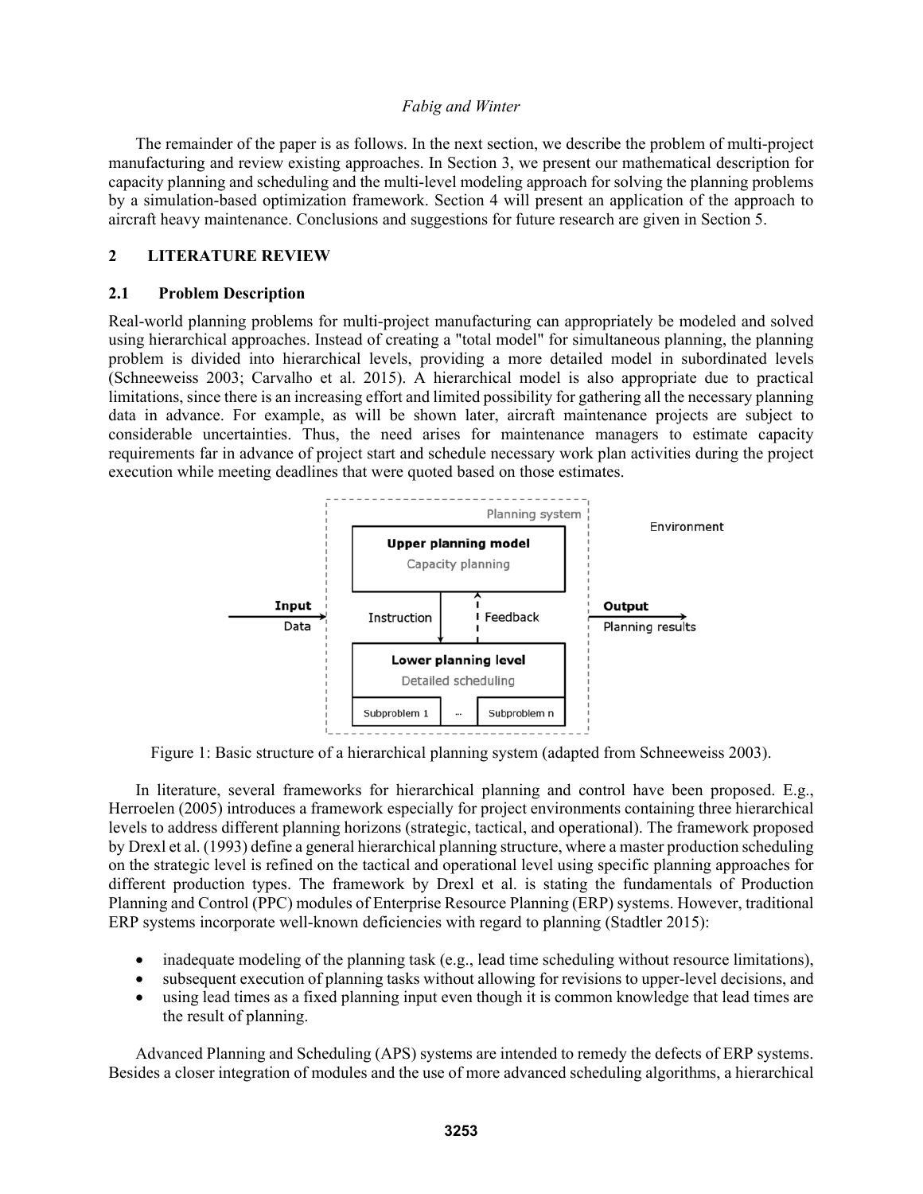The remainder of the paper is as follows. In the next section, we describe the problem of multi-project manufacturing and review existing approaches. In Section 3, we present our mathematical description for capacity planning and scheduling and the multi-level modeling approach for solving the planning problems by a simulation-based optimization framework. Section 4 will present an application of the approach to aircraft heavy maintenance. Conclusions and suggestions for future research are given in Section 5.

## 2 LITERATURE REVIEW

### 2.1 Problem Description

Real-world planning problems for multi-project manufacturing can appropriately be modeled and solved using hierarchical approaches. Instead of creating a "total model" for simultaneous planning, the planning problem is divided into hierarchical levels, providing a more detailed model in subordinated levels (Schneeweiss 2003; Carvalho et al. 2015). A hierarchical model is also appropriate due to practical limitations, since there is an increasing effort and limited possibility for gathering all the necessary planning data in advance. For example, as will be shown later, aircraft maintenance projects are subject to considerable uncertainties. Thus, the need arises for maintenance managers to estimate capacity requirements far in advance of project start and schedule necessary work plan activities during the project execution while meeting deadlines that were quoted based on those estimates.

Planning system

Environment

Upper planning model

Capacity planning

Input

Data

Instruction

Feedback

Output

Planning results

Lower planning level

Detailed scheduling

Subproblem 1 ... Subproblem n

Figure 1: Basic structure of a hierarchical planning system (adapted from Schneeweiss 2003).

In literature, several frameworks for hierarchical planning and control have been proposed. E.g., Herroelen (2005) introduces a framework especially for project environments containing three hierarchical levels to address different planning horizons (strategic, tactical, and operational). The framework proposed by Drexl et al. (1993) define a general hierarchical planning structure, where a master production scheduling on the strategic level is refined on the tactical and operational level using specific planning approaches for different production types. The framework by Drexl et al. is stating the fundamentals of Production Planning and Control (PPC) modules of Enterprise Resource Planning (ERP) systems. However, traditional ERP systems incorporate well-known deficiencies with regard to planning (Stadtler 2015):

- inadequate modeling of the planning task (e.g., lead time scheduling without resource limitations),
- subsequent execution of planning tasks without allowing for revisions to upper-level decisions, and
- using lead times as a fixed planning input even though it is common knowledge that lead times are the result of planning.

Advanced Planning and Scheduling (APS) systems are intended to remedy the defects of ERP systems. Besides a closer integration of modules and the use of more advanced scheduling algorithms, a hierarchical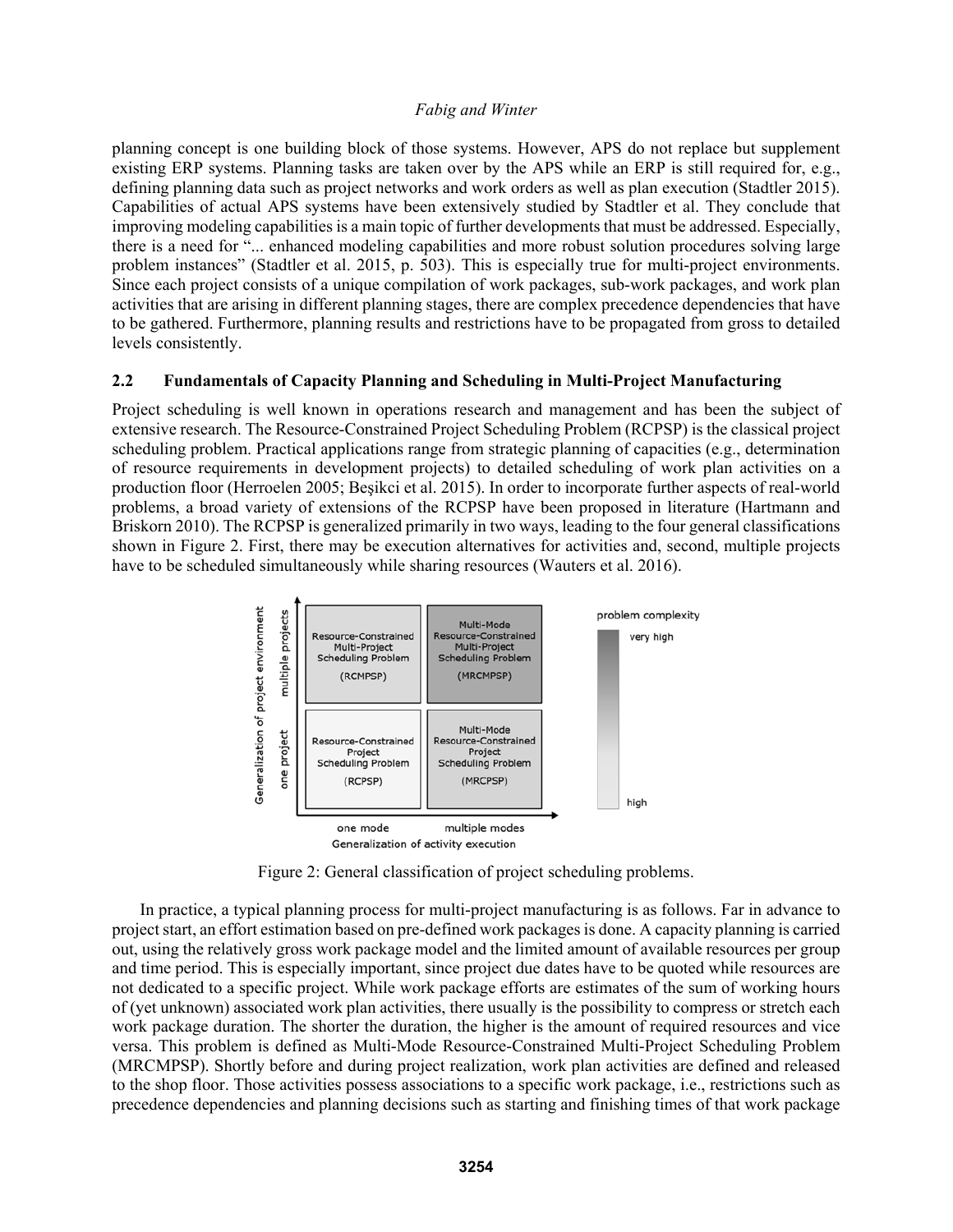planning concept is one building block of those systems. However, APS do not replace but supplement existing ERP systems. Planning tasks are taken over by the APS while an ERP is still required for, e.g., defining planning data such as project networks and work orders as well as plan execution (Stadtler 2015). Capabilities of actual APS systems have been extensively studied by Stadtler et al. They conclude that improving modeling capabilities is a main topic of further developments that must be addressed. Especially, there is a need for "... enhanced modeling capabilities and more robust solution procedures solving large problem instances" (Stadtler et al. 2015, p. 503). This is especially true for multi-project environments. Since each project consists of a unique compilation of work packages, sub-work packages, and work plan activities that are arising in different planning stages, there are complex precedence dependencies that have to be gathered. Furthermore, planning results and restrictions have to be propagated from gross to detailed levels consistently.

## 2.2 Fundamentals of Capacity Planning and Scheduling in Multi-Project Manufacturing

Project scheduling is well known in operations research and management and has been the subject of extensive research. The Resource-Constrained Project Scheduling Problem (RCPSP) is the classical project scheduling problem. Practical applications range from strategic planning of capacities (e.g., determination of resource requirements in development projects) to detailed scheduling of work plan activities on a production floor (Herroelen 2005; Beşikci et al. 2015). In order to incorporate further aspects of real-world problems, a broad variety of extensions of the RCPSP have been proposed in literature (Hartmann and Briskorn 2010). The RCPSP is generalized primarily in two ways, leading to the four general classifications shown in Figure 2. First, there may be execution alternatives for activities and, second, multiple projects have to be scheduled simultaneously while sharing resources (Wauters et al. 2016).

Figure 2: General classification of project scheduling problems.

In practice, a typical planning process for multi-project manufacturing is as follows. Far in advance to project start, an effort estimation based on pre-defined work packages is done. A capacity planning is carried out, using the relatively gross work package model and the limited amount of available resources per group and time period. This is especially important, since project due dates have to be quoted while resources are not dedicated to a specific project. While work package efforts are estimates of the sum of working hours of (yet unknown) associated work plan activities, there usually is the possibility to compress or stretch each work package duration. The shorter the duration, the higher is the amount of required resources and vice versa. This problem is defined as Multi-Mode Resource-Constrained Multi-Project Scheduling Problem (MRCMPSP). Shortly before and during project realization, work plan activities are defined and released to the shop floor. Those activities possess associations to a specific work package, i.e., restrictions such as precedence dependencies and planning decisions such as starting and finishing times of that work package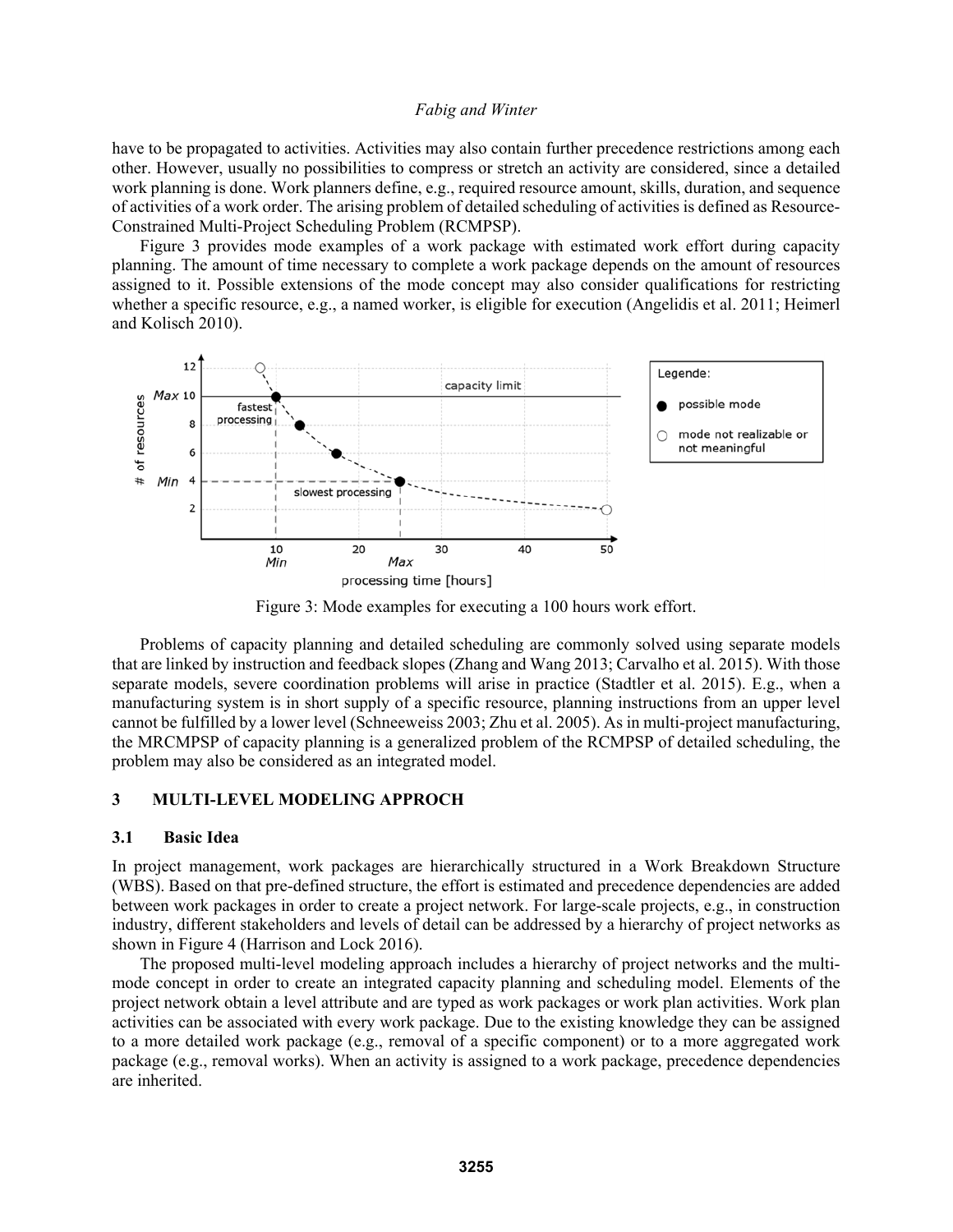have to be propagated to activities. Activities may also contain further precedence restrictions among each other. However, usually no possibilities to compress or stretch an activity are considered, since a detailed work planning is done. Work planners define, e.g., required resource amount, skills, duration, and sequence of activities of a work order. The arising problem of detailed scheduling of activities is defined as Resource-Constrained Multi-Project Scheduling Problem (RCMPSP).

Figure 3 provides mode examples of a work package with estimated work effort during capacity planning. The amount of time necessary to complete a work package depends on the amount of resources assigned to it. Possible extensions of the mode concept may also consider qualifications for restricting whether a specific resource, e.g., a named worker, is eligible for execution (Angelidis et al. 2011; Heimerl and Kolisch 2010).

Figure 3: Mode examples for executing a 100 hours work effort.

Problems of capacity planning and detailed scheduling are commonly solved using separate models that are linked by instruction and feedback slopes (Zhang and Wang 2013; Carvalho et al. 2015). With those separate models, severe coordination problems will arise in practice (Stadtler et al. 2015). E.g., when a manufacturing system is in short supply of a specific resource, planning instructions from an upper level cannot be fulfilled by a lower level (Schneeweiss 2003; Zhu et al. 2005). As in multi-project manufacturing, the MRCMPSP of capacity planning is a generalized problem of the RCMPSP of detailed scheduling, the problem may also be considered as an integrated model.

## 3 MULTI-LEVEL MODELING APPROCH

### 3.1 Basic Idea

In project management, work packages are hierarchically structured in a Work Breakdown Structure (WBS). Based on that pre-defined structure, the effort is estimated and precedence dependencies are added between work packages in order to create a project network. For large-scale projects, e.g., in construction industry, different stakeholders and levels of detail can be addressed by a hierarchy of project networks as shown in Figure 4 (Harrison and Lock 2016).

The proposed multi-level modeling approach includes a hierarchy of project networks and the multi-mode concept in order to create an integrated capacity planning and scheduling model. Elements of the project network obtain a level attribute and are typed as work packages or work plan activities. Work plan activities can be associated with every work package. Due to the existing knowledge they can be assigned to a more detailed work package (e.g., removal of a specific component) or to a more aggregated work package (e.g., removal works). When an activity is assigned to a work package, precedence dependencies are inherited.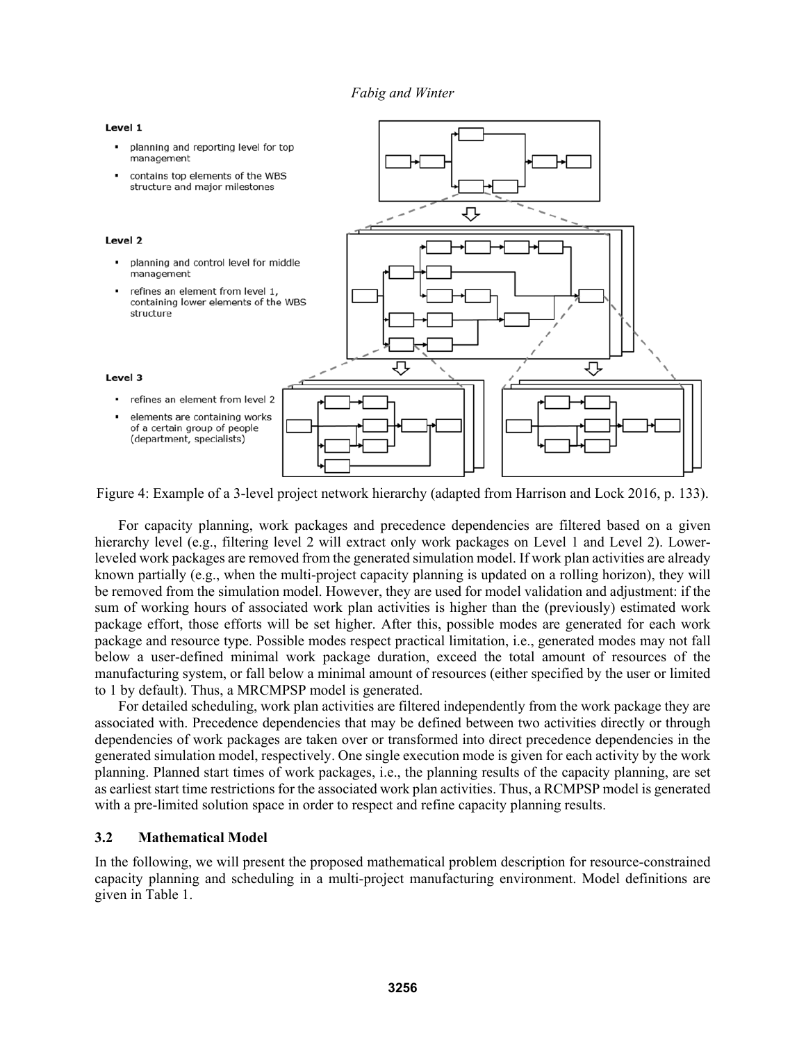Level 1

- planning and reporting level for top management
- contains top elements of the WBS structure and major milestones

Level 2

- planning and control level for middle management
- refines an element from level 1, containing lower elements of the WBS structure

Level 3

- refines an element from level 2
- elements are containing works of a certain group of people (department, specialists)

Figure 4: Example of a 3-level project network hierarchy (adapted from Harrison and Lock 2016, p. 133).

For capacity planning, work packages and precedence dependencies are filtered based on a given hierarchy level (e.g., filtering level 2 will extract only work packages on Level 1 and Level 2). Lower-leveled work packages are removed from the generated simulation model. If work plan activities are already known partially (e.g., when the multi-project capacity planning is updated on a rolling horizon), they will be removed from the simulation model. However, they are used for model validation and adjustment: if the sum of working hours of associated work plan activities is higher than the (previously) estimated work package effort, those efforts will be set higher. After this, possible modes are generated for each work package and resource type. Possible modes respect practical limitation, i.e., generated modes may not fall below a user-defined minimal work package duration, exceed the total amount of resources of the manufacturing system, or fall below a minimal amount of resources (either specified by the user or limited to 1 by default). Thus, a MRCMPSP model is generated.

For detailed scheduling, work plan activities are filtered independently from the work package they are associated with. Precedence dependencies that may be defined between two activities directly or through dependencies of work packages are taken over or transformed into direct precedence dependencies in the generated simulation model, respectively. One single execution mode is given for each activity by the work planning. Planned start times of work packages, i.e., the planning results of the capacity planning, are set as earliest start time restrictions for the associated work plan activities. Thus, a RCMPSP model is generated with a pre-limited solution space in order to respect and refine capacity planning results.

## 3.2 Mathematical Model

In the following, we will present the proposed mathematical problem description for resource-constrained capacity planning and scheduling in a multi-project manufacturing environment. Model definitions are given in Table 1.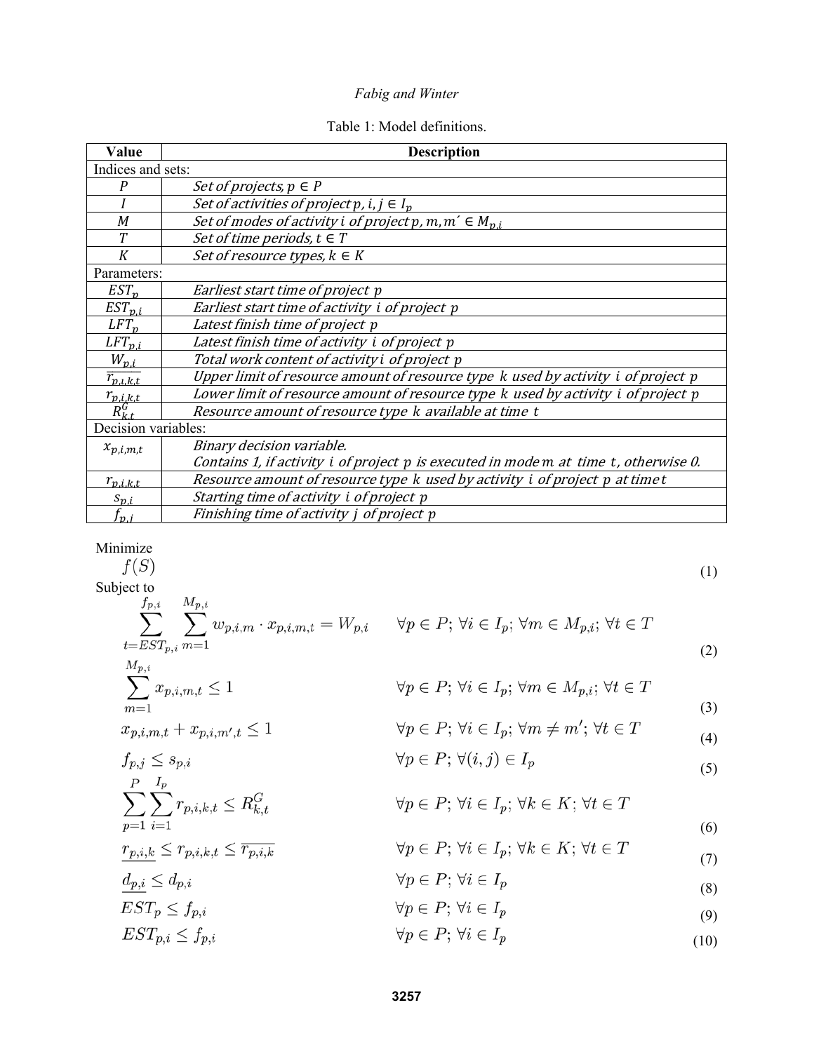Table 1: Model definitions.

| Value | Description |
|---|---|
| Indices and sets: | |
| $P$ | *Set of projects,* $p \in P$ |
| $I$ | *Set of activities of project* $p$, $i, j \in I_p$ |
| $M$ | *Set of modes of activity* $i$ *of project* $p$, $m, m' \in M_{p,i}$ |
| $T$ | *Set of time periods,* $t \in T$ |
| $K$ | *Set of resource types,* $k \in K$ |
| Parameters: | |
| $EST_p$ | *Earliest start time of project* $p$ |
| $EST_{p,i}$ | *Earliest start time of activity* $i$ *of project* $p$ |
| $LFT_p$ | *Latest finish time of project* $p$ |
| $LFT_{p,i}$ | *Latest finish time of activity* $i$ *of project* $p$ |
| $W_{p,i}$ | *Total work content of activity* $i$ *of project* $p$ |
| $\overline{r_{p,i,k,t}}$ | *Upper limit of resource amount of resource type* $k$ *used by activity* $i$ *of project* $p$ |
| $\underline{r_{p,i,k,t}}$ | *Lower limit of resource amount of resource type* $k$ *used by activity* $i$ *of project* $p$ |
| $R^G_{k,t}$ | *Resource amount of resource type* $k$ *available at time* $t$ |
| Decision variables: | |
| $x_{p,i,m,t}$ | *Binary decision variable.* *Contains 1, if activity* $i$ *of project* $p$ *is executed in mode* $m$ *at time* $t$*, otherwise 0.* |
| $r_{p,i,k,t}$ | *Resource amount of resource type* $k$ *used by activity* $i$ *of project* $p$ *at time* $t$ |
| $s_{p,i}$ | *Starting time of activity* $i$ *of project* $p$ |
| $f_{p,j}$ | *Finishing time of activity* $j$ *of project* $p$ |

Minimize

$$f(S) \tag{1}$$

Subject to

$$\sum_{t=EST_{p,i}}^{f_{p,i}} \sum_{m=1}^{M_{p,i}} w_{p,i,m} \cdot x_{p,i,m,t} = W_{p,i} \qquad \forall p \in P;\ \forall i \in I_p;\ \forall m \in M_{p,i};\ \forall t \in T \tag{2}$$

$$\sum_{m=1}^{M_{p,i}} x_{p,i,m,t} \leq 1 \qquad \forall p \in P;\ \forall i \in I_p;\ \forall m \in M_{p,i};\ \forall t \in T \tag{3}$$

$$x_{p,i,m,t} + x_{p,i,m',t} \leq 1 \qquad \forall p \in P;\ \forall i \in I_p;\ \forall m \neq m';\ \forall t \in T \tag{4}$$

$$f_{p,j} \leq s_{p,i} \qquad \forall p \in P;\ \forall (i,j) \in I_p \tag{5}$$

$$\sum_{p=1}^{P} \sum_{i=1}^{I_p} r_{p,i,k,t} \leq R^G_{k,t} \qquad \forall p \in P;\ \forall i \in I_p;\ \forall k \in K;\ \forall t \in T \tag{6}$$

$$\underline{r_{p,i,k}} \leq r_{p,i,k,t} \leq \overline{r_{p,i,k}} \qquad \forall p \in P;\ \forall i \in I_p;\ \forall k \in K;\ \forall t \in T \tag{7}$$

$$\underline{d_{p,i}} \leq d_{p,i} \qquad \forall p \in P;\ \forall i \in I_p \tag{8}$$

$$EST_p \leq f_{p,i} \qquad \forall p \in P;\ \forall i \in I_p \tag{9}$$

$$EST_{p,i} \leq f_{p,i} \qquad \forall p \in P;\ \forall i \in I_p \tag{10}$$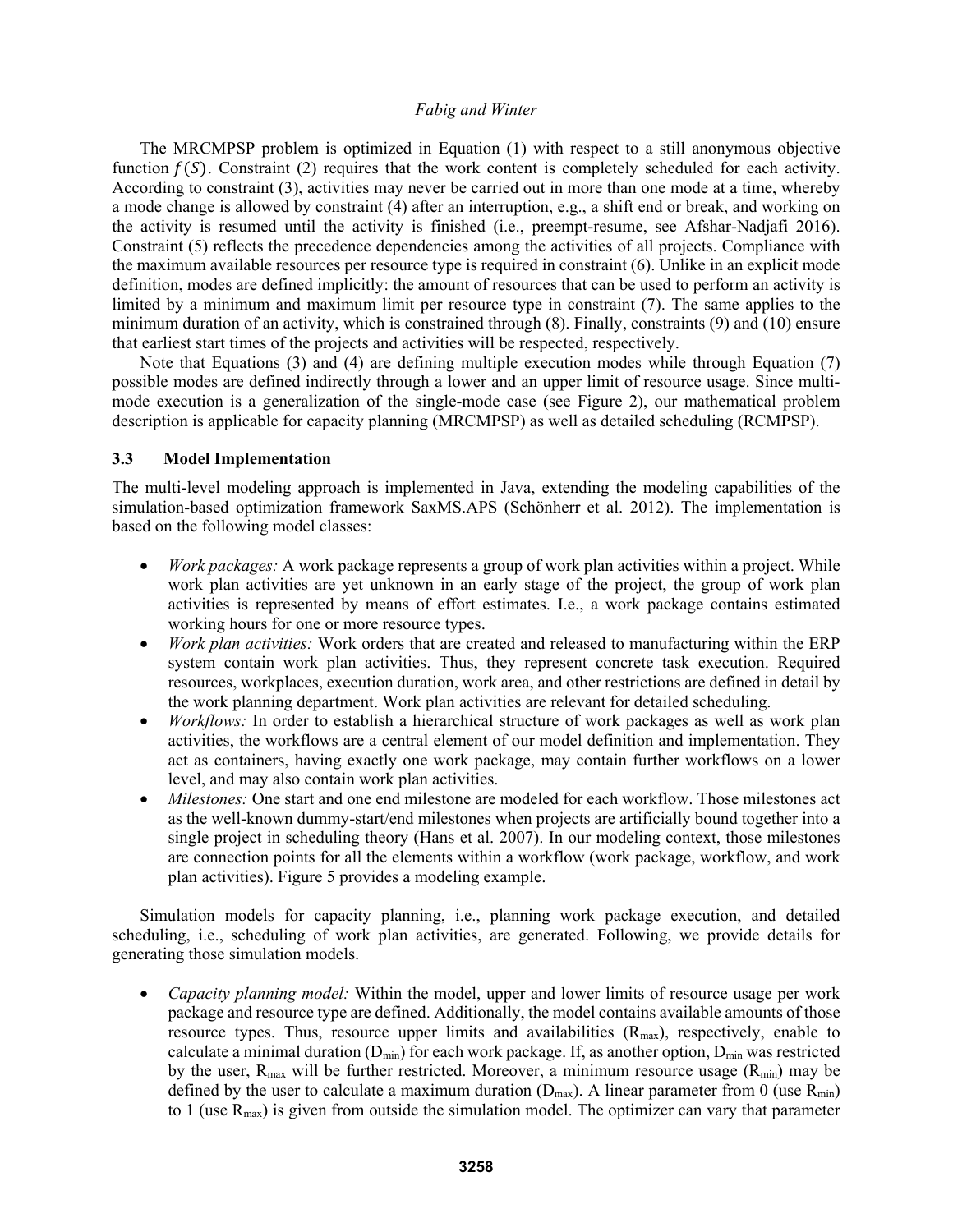The MRCMPSP problem is optimized in Equation (1) with respect to a still anonymous objective function $f(S)$. Constraint (2) requires that the work content is completely scheduled for each activity. According to constraint (3), activities may never be carried out in more than one mode at a time, whereby a mode change is allowed by constraint (4) after an interruption, e.g., a shift end or break, and working on the activity is resumed until the activity is finished (i.e., preempt-resume, see Afshar-Nadjafi 2016). Constraint (5) reflects the precedence dependencies among the activities of all projects. Compliance with the maximum available resources per resource type is required in constraint (6). Unlike in an explicit mode definition, modes are defined implicitly: the amount of resources that can be used to perform an activity is limited by a minimum and maximum limit per resource type in constraint (7). The same applies to the minimum duration of an activity, which is constrained through (8). Finally, constraints (9) and (10) ensure that earliest start times of the projects and activities will be respected, respectively.

Note that Equations (3) and (4) are defining multiple execution modes while through Equation (7) possible modes are defined indirectly through a lower and an upper limit of resource usage. Since multi-mode execution is a generalization of the single-mode case (see Figure 2), our mathematical problem description is applicable for capacity planning (MRCMPSP) as well as detailed scheduling (RCMPSP).

### 3.3 Model Implementation

The multi-level modeling approach is implemented in Java, extending the modeling capabilities of the simulation-based optimization framework SaxMS.APS (Schönherr et al. 2012). The implementation is based on the following model classes:

- *Work packages:* A work package represents a group of work plan activities within a project. While work plan activities are yet unknown in an early stage of the project, the group of work plan activities is represented by means of effort estimates. I.e., a work package contains estimated working hours for one or more resource types.
- *Work plan activities:* Work orders that are created and released to manufacturing within the ERP system contain work plan activities. Thus, they represent concrete task execution. Required resources, workplaces, execution duration, work area, and other restrictions are defined in detail by the work planning department. Work plan activities are relevant for detailed scheduling.
- *Workflows:* In order to establish a hierarchical structure of work packages as well as work plan activities, the workflows are a central element of our model definition and implementation. They act as containers, having exactly one work package, may contain further workflows on a lower level, and may also contain work plan activities.
- *Milestones:* One start and one end milestone are modeled for each workflow. Those milestones act as the well-known dummy-start/end milestones when projects are artificially bound together into a single project in scheduling theory (Hans et al. 2007). In our modeling context, those milestones are connection points for all the elements within a workflow (work package, workflow, and work plan activities). Figure 5 provides a modeling example.

Simulation models for capacity planning, i.e., planning work package execution, and detailed scheduling, i.e., scheduling of work plan activities, are generated. Following, we provide details for generating those simulation models.

- *Capacity planning model:* Within the model, upper and lower limits of resource usage per work package and resource type are defined. Additionally, the model contains available amounts of those resource types. Thus, resource upper limits and availabilities ($R_{max}$), respectively, enable to calculate a minimal duration ($D_{min}$) for each work package. If, as another option, $D_{min}$ was restricted by the user, $R_{max}$ will be further restricted. Moreover, a minimum resource usage ($R_{min}$) may be defined by the user to calculate a maximum duration ($D_{max}$). A linear parameter from 0 (use $R_{min}$) to 1 (use $R_{max}$) is given from outside the simulation model. The optimizer can vary that parameter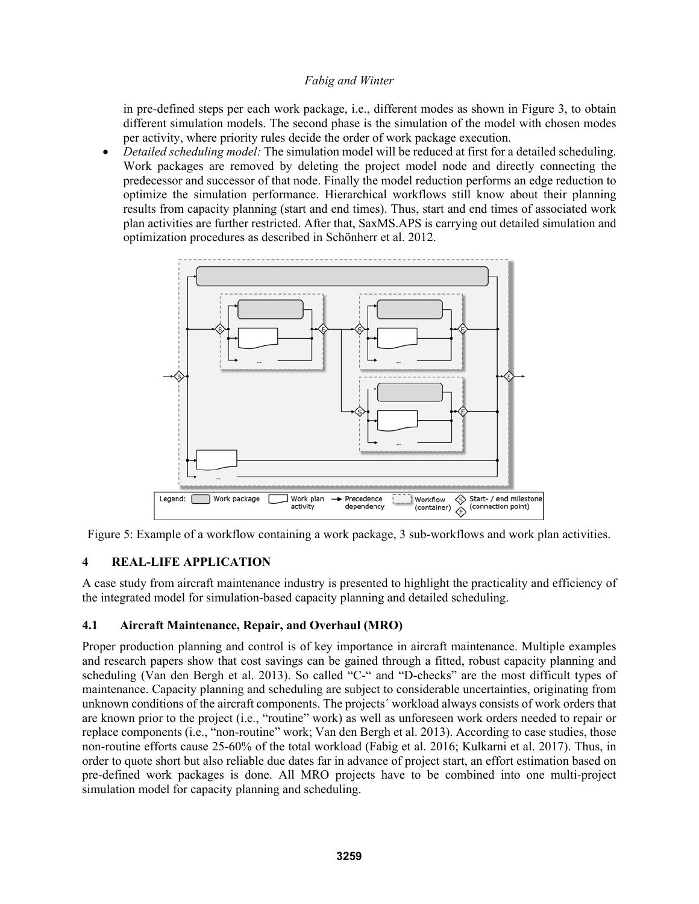in pre-defined steps per each work package, i.e., different modes as shown in Figure 3, to obtain different simulation models. The second phase is the simulation of the model with chosen modes per activity, where priority rules decide the order of work package execution.

- *Detailed scheduling model:* The simulation model will be reduced at first for a detailed scheduling. Work packages are removed by deleting the project model node and directly connecting the predecessor and successor of that node. Finally the model reduction performs an edge reduction to optimize the simulation performance. Hierarchical workflows still know about their planning results from capacity planning (start and end times). Thus, start and end times of associated work plan activities are further restricted. After that, SaxMS.APS is carrying out detailed simulation and optimization procedures as described in Schönherr et al. 2012.

Figure 5: Example of a workflow containing a work package, 3 sub-workflows and work plan activities.

## 4 REAL-LIFE APPLICATION

A case study from aircraft maintenance industry is presented to highlight the practicality and efficiency of the integrated model for simulation-based capacity planning and detailed scheduling.

### 4.1 Aircraft Maintenance, Repair, and Overhaul (MRO)

Proper production planning and control is of key importance in aircraft maintenance. Multiple examples and research papers show that cost savings can be gained through a fitted, robust capacity planning and scheduling (Van den Bergh et al. 2013). So called "C-" and "D-checks" are the most difficult types of maintenance. Capacity planning and scheduling are subject to considerable uncertainties, originating from unknown conditions of the aircraft components. The projects´ workload always consists of work orders that are known prior to the project (i.e., "routine" work) as well as unforeseen work orders needed to repair or replace components (i.e., "non-routine" work; Van den Bergh et al. 2013). According to case studies, those non-routine efforts cause 25-60% of the total workload (Fabig et al. 2016; Kulkarni et al. 2017). Thus, in order to quote short but also reliable due dates far in advance of project start, an effort estimation based on pre-defined work packages is done. All MRO projects have to be combined into one multi-project simulation model for capacity planning and scheduling.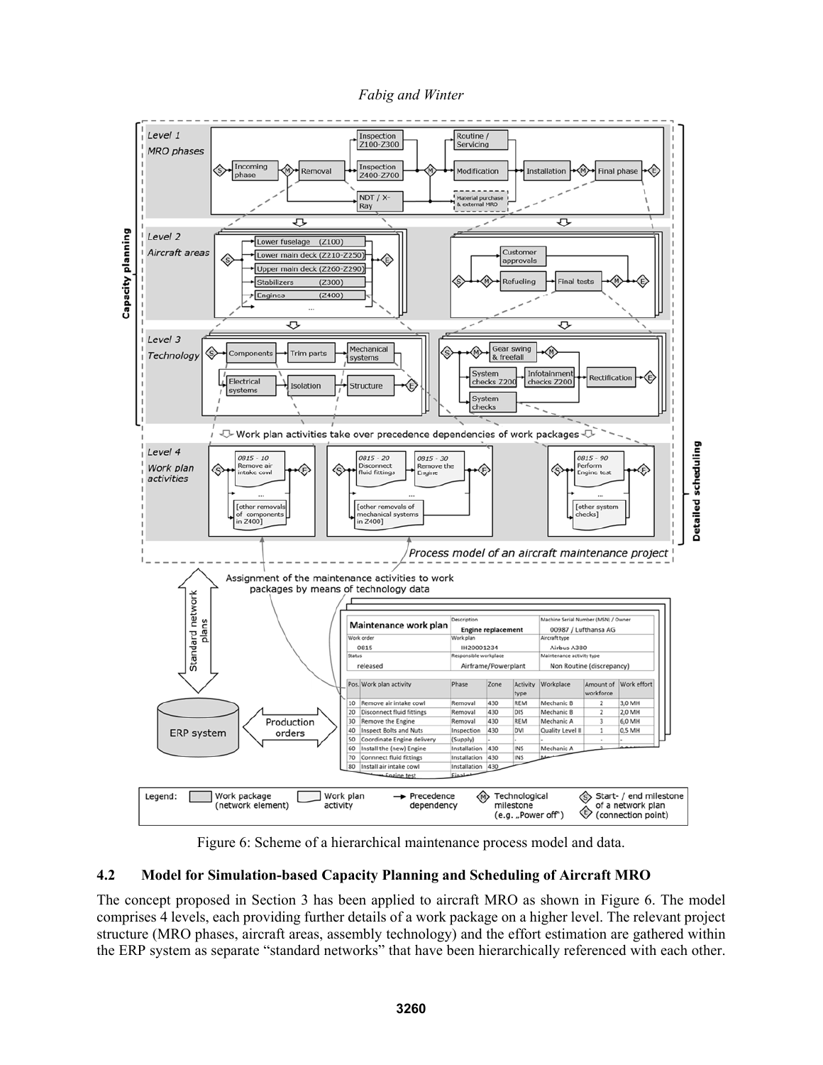Figure 6: Scheme of a hierarchical maintenance process model and data.

### 4.2 Model for Simulation-based Capacity Planning and Scheduling of Aircraft MRO

The concept proposed in Section 3 has been applied to aircraft MRO as shown in Figure 6. The model comprises 4 levels, each providing further details of a work package on a higher level. The relevant project structure (MRO phases, aircraft areas, assembly technology) and the effort estimation are gathered within the ERP system as separate "standard networks" that have been hierarchically referenced with each other.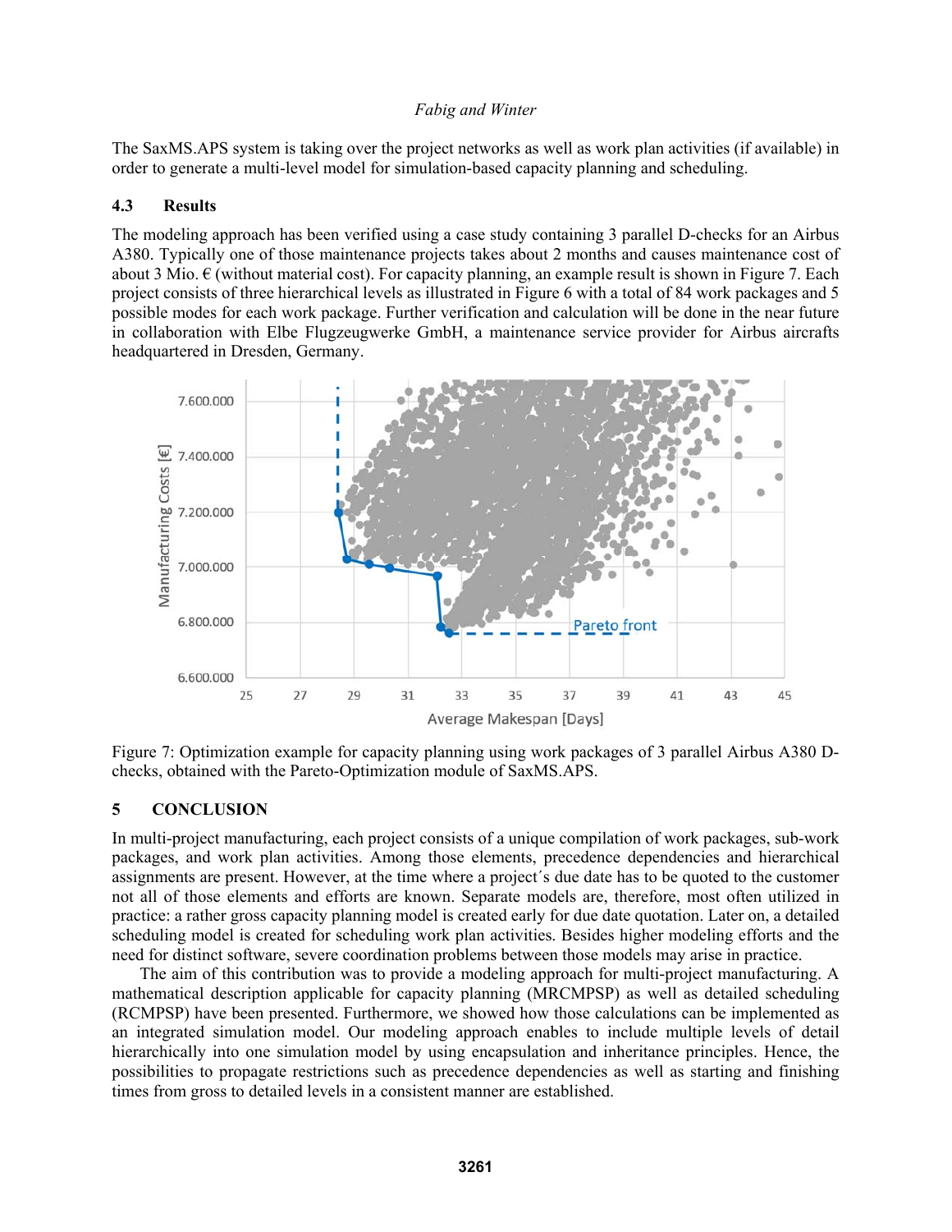The SaxMS.APS system is taking over the project networks as well as work plan activities (if available) in order to generate a multi-level model for simulation-based capacity planning and scheduling.

### 4.3 Results

The modeling approach has been verified using a case study containing 3 parallel D-checks for an Airbus A380. Typically one of those maintenance projects takes about 2 months and causes maintenance cost of about 3 Mio. € (without material cost). For capacity planning, an example result is shown in Figure 7. Each project consists of three hierarchical levels as illustrated in Figure 6 with a total of 84 work packages and 5 possible modes for each work package. Further verification and calculation will be done in the near future in collaboration with Elbe Flugzeugwerke GmbH, a maintenance service provider for Airbus aircrafts headquartered in Dresden, Germany.

Figure 7: Optimization example for capacity planning using work packages of 3 parallel Airbus A380 D-checks, obtained with the Pareto-Optimization module of SaxMS.APS.

## 5 CONCLUSION

In multi-project manufacturing, each project consists of a unique compilation of work packages, sub-work packages, and work plan activities. Among those elements, precedence dependencies and hierarchical assignments are present. However, at the time where a project´s due date has to be quoted to the customer not all of those elements and efforts are known. Separate models are, therefore, most often utilized in practice: a rather gross capacity planning model is created early for due date quotation. Later on, a detailed scheduling model is created for scheduling work plan activities. Besides higher modeling efforts and the need for distinct software, severe coordination problems between those models may arise in practice.

The aim of this contribution was to provide a modeling approach for multi-project manufacturing. A mathematical description applicable for capacity planning (MRCMPSP) as well as detailed scheduling (RCMPSP) have been presented. Furthermore, we showed how those calculations can be implemented as an integrated simulation model. Our modeling approach enables to include multiple levels of detail hierarchically into one simulation model by using encapsulation and inheritance principles. Hence, the possibilities to propagate restrictions such as precedence dependencies as well as starting and finishing times from gross to detailed levels in a consistent manner are established.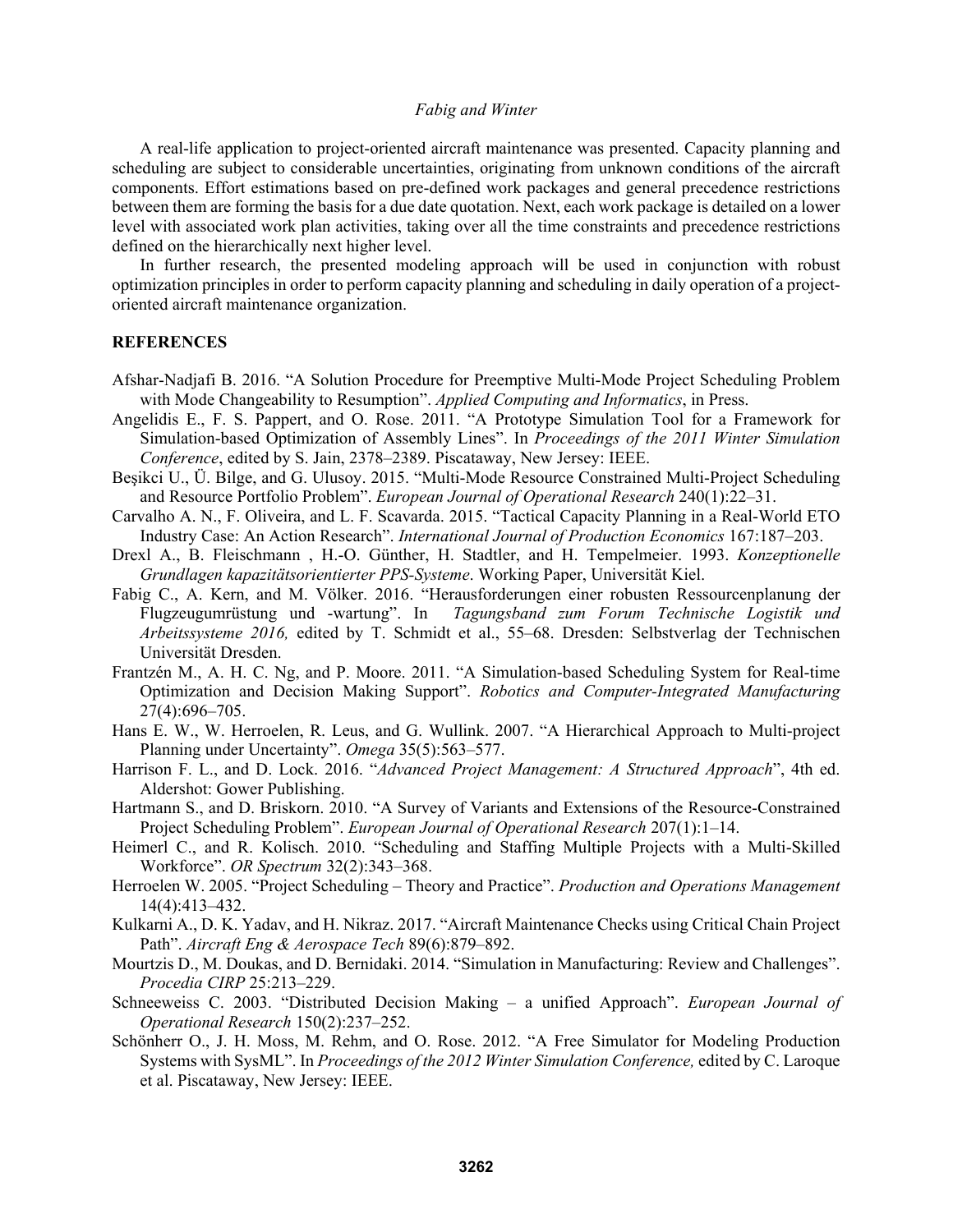A real-life application to project-oriented aircraft maintenance was presented. Capacity planning and scheduling are subject to considerable uncertainties, originating from unknown conditions of the aircraft components. Effort estimations based on pre-defined work packages and general precedence restrictions between them are forming the basis for a due date quotation. Next, each work package is detailed on a lower level with associated work plan activities, taking over all the time constraints and precedence restrictions defined on the hierarchically next higher level.

In further research, the presented modeling approach will be used in conjunction with robust optimization principles in order to perform capacity planning and scheduling in daily operation of a project-oriented aircraft maintenance organization.

## REFERENCES

Afshar-Nadjafi B. 2016. "A Solution Procedure for Preemptive Multi-Mode Project Scheduling Problem with Mode Changeability to Resumption". *Applied Computing and Informatics*, in Press.

Angelidis E., F. S. Pappert, and O. Rose. 2011. "A Prototype Simulation Tool for a Framework for Simulation-based Optimization of Assembly Lines". In *Proceedings of the 2011 Winter Simulation Conference*, edited by S. Jain, 2378–2389. Piscataway, New Jersey: IEEE.

Beşikci U., Ü. Bilge, and G. Ulusoy. 2015. "Multi-Mode Resource Constrained Multi-Project Scheduling and Resource Portfolio Problem". *European Journal of Operational Research* 240(1):22–31.

Carvalho A. N., F. Oliveira, and L. F. Scavarda. 2015. "Tactical Capacity Planning in a Real-World ETO Industry Case: An Action Research". *International Journal of Production Economics* 167:187–203.

Drexl A., B. Fleischmann , H.-O. Günther, H. Stadtler, and H. Tempelmeier. 1993. *Konzeptionelle Grundlagen kapazitätsorientierter PPS-Systeme*. Working Paper, Universität Kiel.

Fabig C., A. Kern, and M. Völker. 2016. "Herausforderungen einer robusten Ressourcenplanung der Flugzeugumrüstung und -wartung". In *Tagungsband zum Forum Technische Logistik und Arbeitssysteme 2016,* edited by T. Schmidt et al., 55–68. Dresden: Selbstverlag der Technischen Universität Dresden.

Frantzén M., A. H. C. Ng, and P. Moore. 2011. "A Simulation-based Scheduling System for Real-time Optimization and Decision Making Support". *Robotics and Computer-Integrated Manufacturing* 27(4):696–705.

Hans E. W., W. Herroelen, R. Leus, and G. Wullink. 2007. "A Hierarchical Approach to Multi-project Planning under Uncertainty". *Omega* 35(5):563–577.

Harrison F. L., and D. Lock. 2016. "*Advanced Project Management: A Structured Approach*", 4th ed. Aldershot: Gower Publishing.

Hartmann S., and D. Briskorn. 2010. "A Survey of Variants and Extensions of the Resource-Constrained Project Scheduling Problem". *European Journal of Operational Research* 207(1):1–14.

Heimerl C., and R. Kolisch. 2010. "Scheduling and Staffing Multiple Projects with a Multi-Skilled Workforce". *OR Spectrum* 32(2):343–368.

Herroelen W. 2005. "Project Scheduling – Theory and Practice". *Production and Operations Management* 14(4):413–432.

Kulkarni A., D. K. Yadav, and H. Nikraz. 2017. "Aircraft Maintenance Checks using Critical Chain Project Path". *Aircraft Eng & Aerospace Tech* 89(6):879–892.

Mourtzis D., M. Doukas, and D. Bernidaki. 2014. "Simulation in Manufacturing: Review and Challenges". *Procedia CIRP* 25:213–229.

Schneeweiss C. 2003. "Distributed Decision Making – a unified Approach". *European Journal of Operational Research* 150(2):237–252.

Schönherr O., J. H. Moss, M. Rehm, and O. Rose. 2012. "A Free Simulator for Modeling Production Systems with SysML". In *Proceedings of the 2012 Winter Simulation Conference,* edited by C. Laroque et al. Piscataway, New Jersey: IEEE.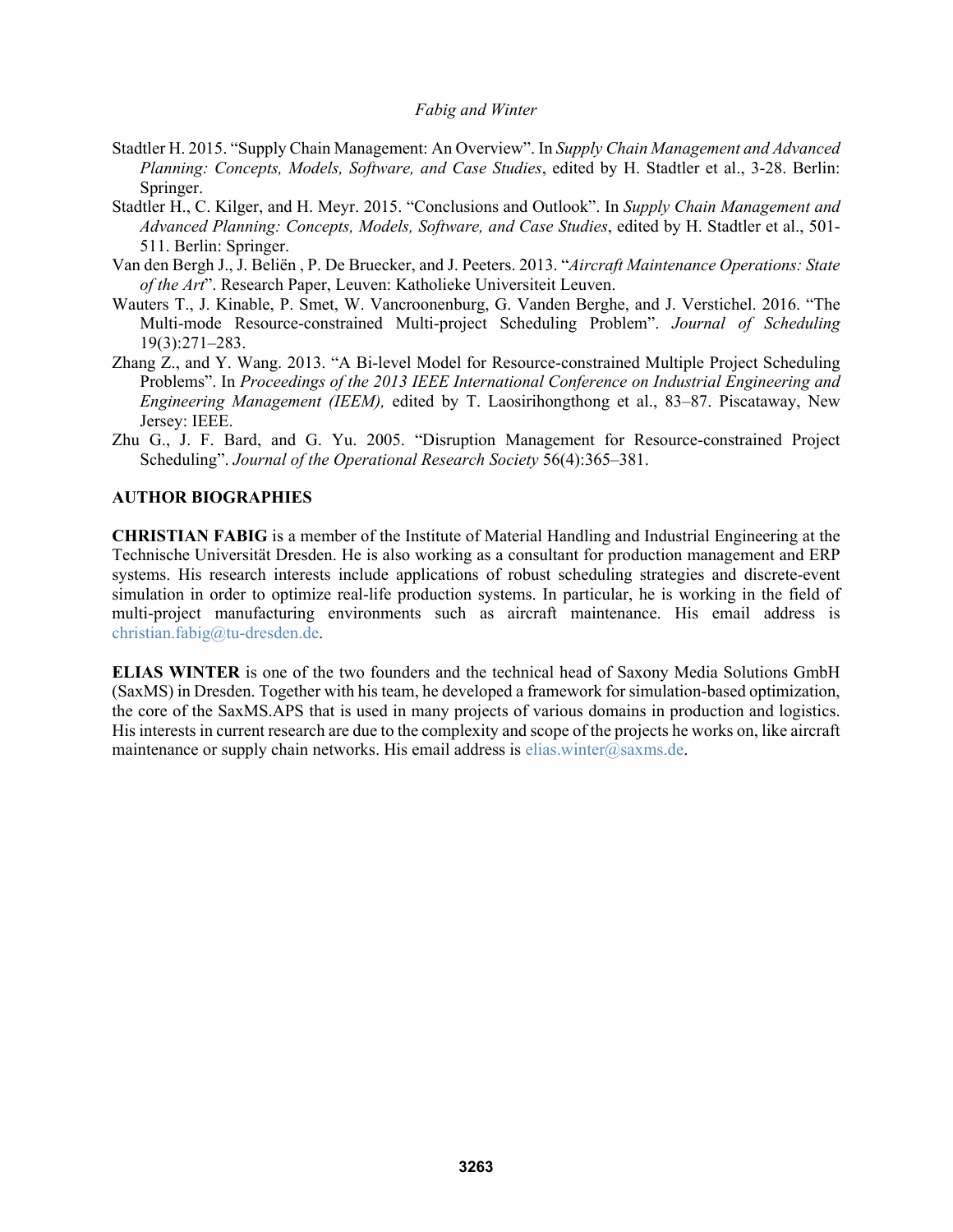Stadtler H. 2015. "Supply Chain Management: An Overview". In *Supply Chain Management and Advanced Planning: Concepts, Models, Software, and Case Studies*, edited by H. Stadtler et al., 3-28. Berlin: Springer.

Stadtler H., C. Kilger, and H. Meyr. 2015. "Conclusions and Outlook". In *Supply Chain Management and Advanced Planning: Concepts, Models, Software, and Case Studies*, edited by H. Stadtler et al., 501-511. Berlin: Springer.

Van den Bergh J., J. Beliën , P. De Bruecker, and J. Peeters. 2013. "*Aircraft Maintenance Operations: State of the Art*". Research Paper, Leuven: Katholieke Universiteit Leuven.

Wauters T., J. Kinable, P. Smet, W. Vancroonenburg, G. Vanden Berghe, and J. Verstichel. 2016. "The Multi-mode Resource-constrained Multi-project Scheduling Problem". *Journal of Scheduling* 19(3):271–283.

Zhang Z., and Y. Wang. 2013. "A Bi-level Model for Resource-constrained Multiple Project Scheduling Problems". In *Proceedings of the 2013 IEEE International Conference on Industrial Engineering and Engineering Management (IEEM),* edited by T. Laosirihongthong et al., 83–87. Piscataway, New Jersey: IEEE.

Zhu G., J. F. Bard, and G. Yu. 2005. "Disruption Management for Resource-constrained Project Scheduling". *Journal of the Operational Research Society* 56(4):365–381.

## AUTHOR BIOGRAPHIES

**CHRISTIAN FABIG** is a member of the Institute of Material Handling and Industrial Engineering at the Technische Universität Dresden. He is also working as a consultant for production management and ERP systems. His research interests include applications of robust scheduling strategies and discrete-event simulation in order to optimize real-life production systems. In particular, he is working in the field of multi-project manufacturing environments such as aircraft maintenance. His email address is christian.fabig@tu-dresden.de.

**ELIAS WINTER** is one of the two founders and the technical head of Saxony Media Solutions GmbH (SaxMS) in Dresden. Together with his team, he developed a framework for simulation-based optimization, the core of the SaxMS.APS that is used in many projects of various domains in production and logistics. His interests in current research are due to the complexity and scope of the projects he works on, like aircraft maintenance or supply chain networks. His email address is elias.winter@saxms.de.